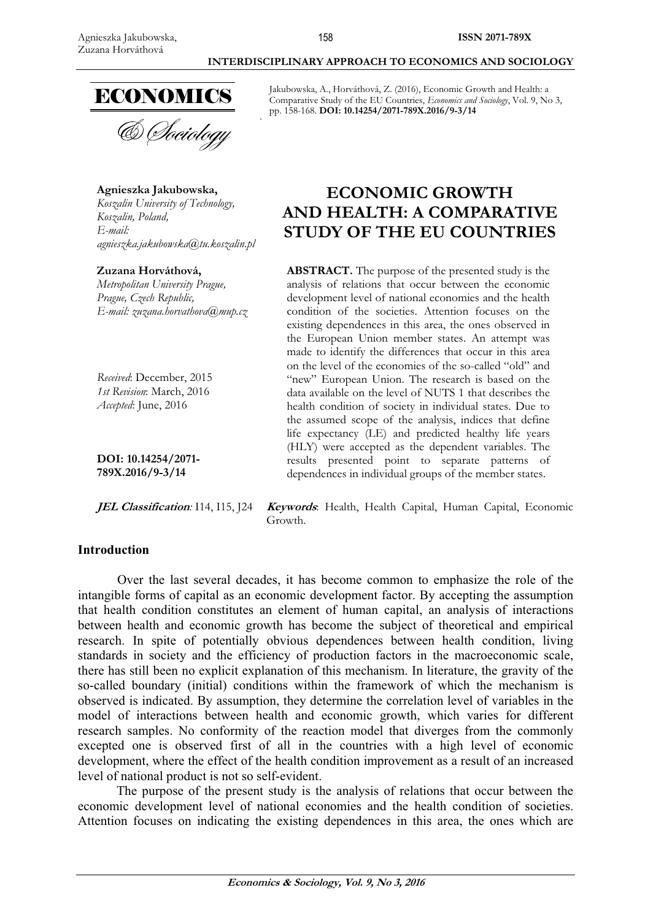Jakubowska, A., Horváthová, Z. (2016), Economic Growth and Health: a Comparative Study of the EU Countries, *Economics and Sociology*, Vol. 9, No 3, pp. 158-168. **DOI: 10.14254/2071-789X.2016/9-3/14**

**Agnieszka Jakubowska,**
*Koszalin University of Technology, Koszalin, Poland,*
*E-mail: agnieszka.jakubowska@tu.koszalin.pl*

**Zuzana Horváthová,**
*Metropolitan University Prague, Prague, Czech Republic,*
*E-mail: zuzana.horvathova@mup.cz*

*Received*: December, 2015
*1st Revision*: March, 2016
*Accepted*: June, 2016

**DOI: 10.14254/2071-789X.2016/9-3/14**

**JEL Classification***:* I14, I15, J24

# ECONOMIC GROWTH AND HEALTH: A COMPARATIVE STUDY OF THE EU COUNTRIES

**ABSTRACT.** The purpose of the presented study is the analysis of relations that occur between the economic development level of national economies and the health condition of the societies. Attention focuses on the existing dependences in this area, the ones observed in the European Union member states. An attempt was made to identify the differences that occur in this area on the level of the economies of the so-called "old" and "new" European Union. The research is based on the data available on the level of NUTS 1 that describes the health condition of society in individual states. Due to the assumed scope of the analysis, indices that define life expectancy (LE) and predicted healthy life years (HLY) were accepted as the dependent variables. The results presented point to separate patterns of dependences in individual groups of the member states.

**Keywords**: Health, Health Capital, Human Capital, Economic Growth.

## Introduction

Over the last several decades, it has become common to emphasize the role of the intangible forms of capital as an economic development factor. By accepting the assumption that health condition constitutes an element of human capital, an analysis of interactions between health and economic growth has become the subject of theoretical and empirical research. In spite of potentially obvious dependences between health condition, living standards in society and the efficiency of production factors in the macroeconomic scale, there has still been no explicit explanation of this mechanism. In literature, the gravity of the so-called boundary (initial) conditions within the framework of which the mechanism is observed is indicated. By assumption, they determine the correlation level of variables in the model of interactions between health and economic growth, which varies for different research samples. No conformity of the reaction model that diverges from the commonly excepted one is observed first of all in the countries with a high level of economic development, where the effect of the health condition improvement as a result of an increased level of national product is not so self-evident.

The purpose of the present study is the analysis of relations that occur between the economic development level of national economies and the health condition of societies. Attention focuses on indicating the existing dependences in this area, the ones which are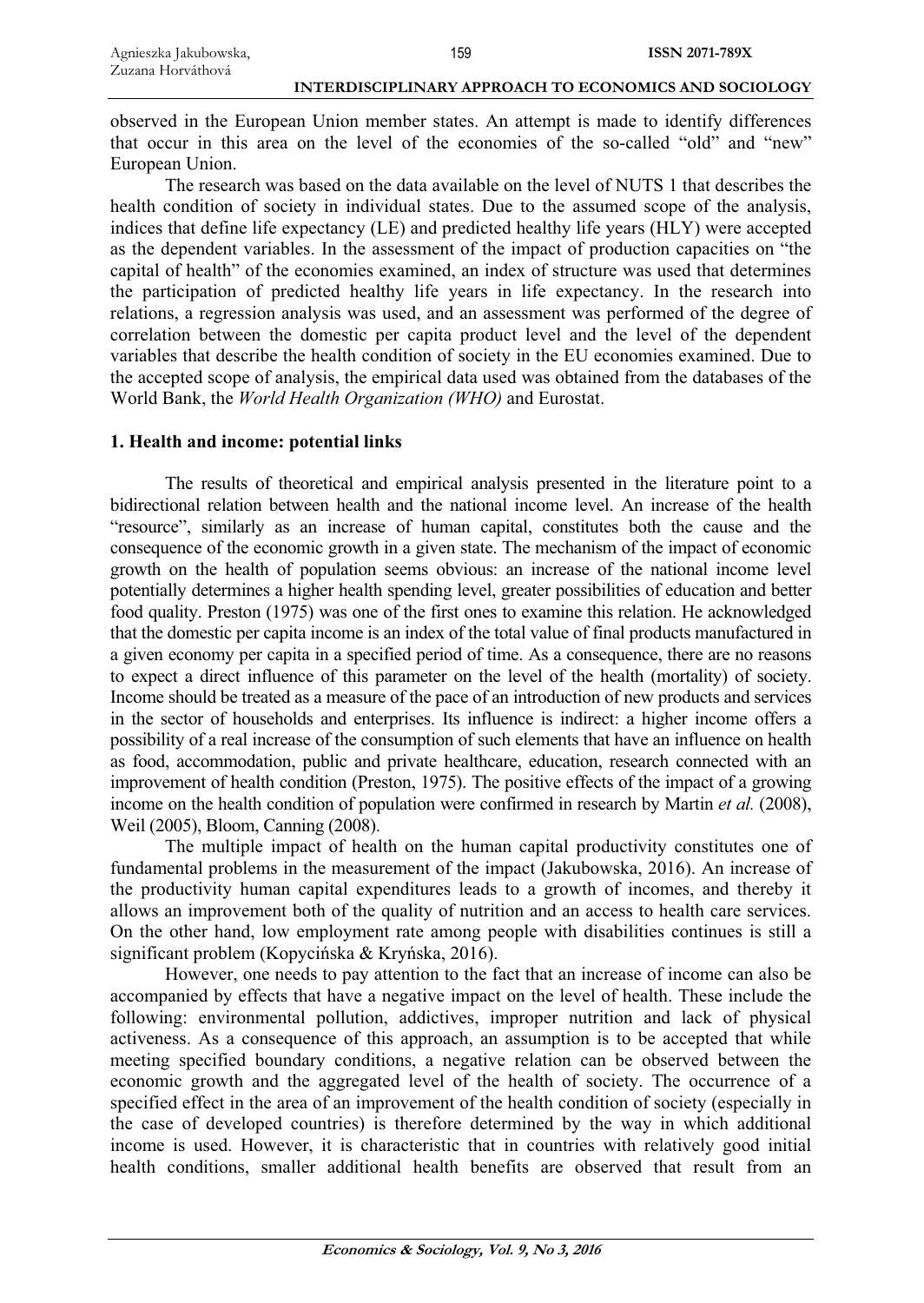observed in the European Union member states. An attempt is made to identify differences that occur in this area on the level of the economies of the so-called "old" and "new" European Union.

The research was based on the data available on the level of NUTS 1 that describes the health condition of society in individual states. Due to the assumed scope of the analysis, indices that define life expectancy (LE) and predicted healthy life years (HLY) were accepted as the dependent variables. In the assessment of the impact of production capacities on "the capital of health" of the economies examined, an index of structure was used that determines the participation of predicted healthy life years in life expectancy. In the research into relations, a regression analysis was used, and an assessment was performed of the degree of correlation between the domestic per capita product level and the level of the dependent variables that describe the health condition of society in the EU economies examined. Due to the accepted scope of analysis, the empirical data used was obtained from the databases of the World Bank, the *World Health Organization (WHO)* and Eurostat.

## 1. Health and income: potential links

The results of theoretical and empirical analysis presented in the literature point to a bidirectional relation between health and the national income level. An increase of the health "resource", similarly as an increase of human capital, constitutes both the cause and the consequence of the economic growth in a given state. The mechanism of the impact of economic growth on the health of population seems obvious: an increase of the national income level potentially determines a higher health spending level, greater possibilities of education and better food quality. Preston (1975) was one of the first ones to examine this relation. He acknowledged that the domestic per capita income is an index of the total value of final products manufactured in a given economy per capita in a specified period of time. As a consequence, there are no reasons to expect a direct influence of this parameter on the level of the health (mortality) of society. Income should be treated as a measure of the pace of an introduction of new products and services in the sector of households and enterprises. Its influence is indirect: a higher income offers a possibility of a real increase of the consumption of such elements that have an influence on health as food, accommodation, public and private healthcare, education, research connected with an improvement of health condition (Preston, 1975). The positive effects of the impact of a growing income on the health condition of population were confirmed in research by Martin *et al.* (2008), Weil (2005), Bloom, Canning (2008).

The multiple impact of health on the human capital productivity constitutes one of fundamental problems in the measurement of the impact (Jakubowska, 2016). An increase of the productivity human capital expenditures leads to a growth of incomes, and thereby it allows an improvement both of the quality of nutrition and an access to health care services. On the other hand, low employment rate among people with disabilities continues is still a significant problem (Kopycińska & Kryńska, 2016).

However, one needs to pay attention to the fact that an increase of income can also be accompanied by effects that have a negative impact on the level of health. These include the following: environmental pollution, addictives, improper nutrition and lack of physical activeness. As a consequence of this approach, an assumption is to be accepted that while meeting specified boundary conditions, a negative relation can be observed between the economic growth and the aggregated level of the health of society. The occurrence of a specified effect in the area of an improvement of the health condition of society (especially in the case of developed countries) is therefore determined by the way in which additional income is used. However, it is characteristic that in countries with relatively good initial health conditions, smaller additional health benefits are observed that result from an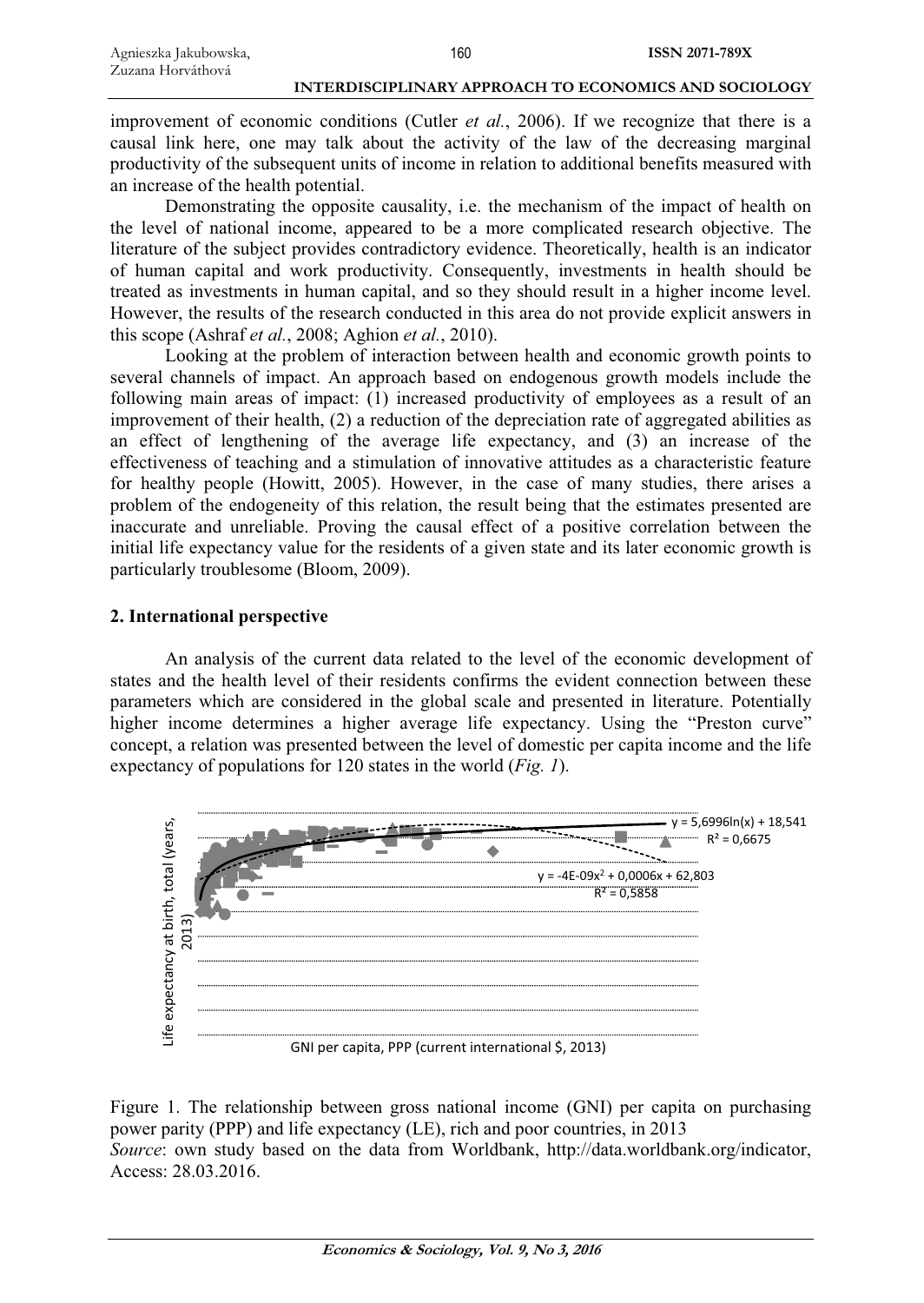improvement of economic conditions (Cutler *et al.*, 2006). If we recognize that there is a causal link here, one may talk about the activity of the law of the decreasing marginal productivity of the subsequent units of income in relation to additional benefits measured with an increase of the health potential.

Demonstrating the opposite causality, i.e. the mechanism of the impact of health on the level of national income, appeared to be a more complicated research objective. The literature of the subject provides contradictory evidence. Theoretically, health is an indicator of human capital and work productivity. Consequently, investments in health should be treated as investments in human capital, and so they should result in a higher income level. However, the results of the research conducted in this area do not provide explicit answers in this scope (Ashraf *et al.*, 2008; Aghion *et al.*, 2010).

Looking at the problem of interaction between health and economic growth points to several channels of impact. An approach based on endogenous growth models include the following main areas of impact: (1) increased productivity of employees as a result of an improvement of their health, (2) a reduction of the depreciation rate of aggregated abilities as an effect of lengthening of the average life expectancy, and (3) an increase of the effectiveness of teaching and a stimulation of innovative attitudes as a characteristic feature for healthy people (Howitt, 2005). However, in the case of many studies, there arises a problem of the endogeneity of this relation, the result being that the estimates presented are inaccurate and unreliable. Proving the causal effect of a positive correlation between the initial life expectancy value for the residents of a given state and its later economic growth is particularly troublesome (Bloom, 2009).

## 2. International perspective

An analysis of the current data related to the level of the economic development of states and the health level of their residents confirms the evident connection between these parameters which are considered in the global scale and presented in literature. Potentially higher income determines a higher average life expectancy. Using the "Preston curve" concept, a relation was presented between the level of domestic per capita income and the life expectancy of populations for 120 states in the world (*Fig. 1*).

$y = 5{,}6996\ln(x) + 18{,}541$, $R^2 = 0{,}6675$

$y = -4E\text{-}09x^2 + 0{,}0006x + 62{,}803$, $R^2 = 0{,}5858$

Life expectancy at birth, total (years, 2013)

GNI per capita, PPP (current international $, 2013)

Figure 1. The relationship between gross national income (GNI) per capita on purchasing power parity (PPP) and life expectancy (LE), rich and poor countries, in 2013

*Source*: own study based on the data from Worldbank, http://data.worldbank.org/indicator, Access: 28.03.2016.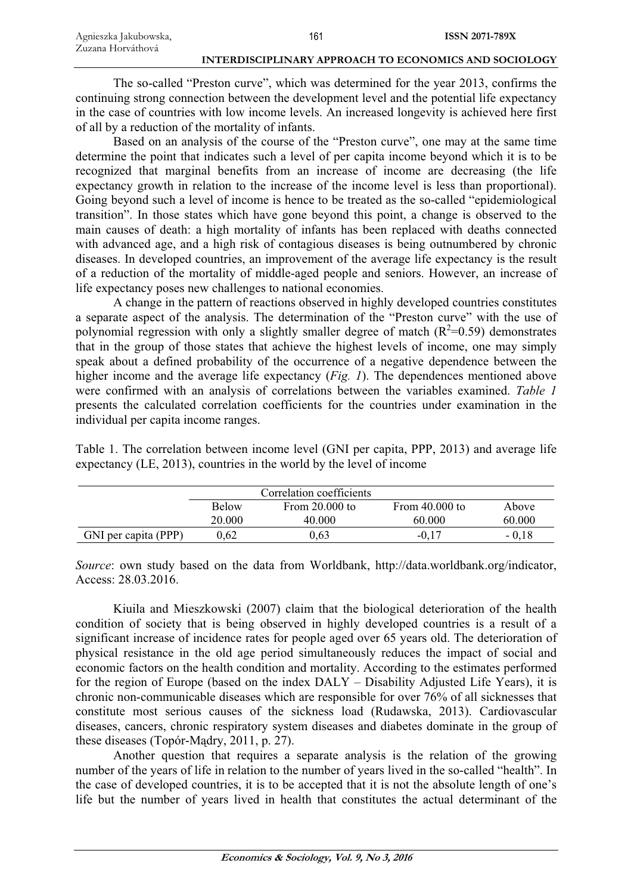The so-called "Preston curve", which was determined for the year 2013, confirms the continuing strong connection between the development level and the potential life expectancy in the case of countries with low income levels. An increased longevity is achieved here first of all by a reduction of the mortality of infants.

Based on an analysis of the course of the "Preston curve", one may at the same time determine the point that indicates such a level of per capita income beyond which it is to be recognized that marginal benefits from an increase of income are decreasing (the life expectancy growth in relation to the increase of the income level is less than proportional). Going beyond such a level of income is hence to be treated as the so-called "epidemiological transition". In those states which have gone beyond this point, a change is observed to the main causes of death: a high mortality of infants has been replaced with deaths connected with advanced age, and a high risk of contagious diseases is being outnumbered by chronic diseases. In developed countries, an improvement of the average life expectancy is the result of a reduction of the mortality of middle-aged people and seniors. However, an increase of life expectancy poses new challenges to national economies.

A change in the pattern of reactions observed in highly developed countries constitutes a separate aspect of the analysis. The determination of the "Preston curve" with the use of polynomial regression with only a slightly smaller degree of match ($R^2$=0.59) demonstrates that in the group of those states that achieve the highest levels of income, one may simply speak about a defined probability of the occurrence of a negative dependence between the higher income and the average life expectancy (*Fig. 1*). The dependences mentioned above were confirmed with an analysis of correlations between the variables examined. *Table 1* presents the calculated correlation coefficients for the countries under examination in the individual per capita income ranges.

Table 1. The correlation between income level (GNI per capita, PPP, 2013) and average life expectancy (LE, 2013), countries in the world by the level of income

| | Correlation coefficients | | | |
|---|---|---|---|---|
| | Below 20.000 | From 20.000 to 40.000 | From 40.000 to 60.000 | Above 60.000 |
| GNI per capita (PPP) | 0,62 | 0,63 | -0,17 | - 0,18 |

*Source*: own study based on the data from Worldbank, http://data.worldbank.org/indicator, Access: 28.03.2016.

Kiuila and Mieszkowski (2007) claim that the biological deterioration of the health condition of society that is being observed in highly developed countries is a result of a significant increase of incidence rates for people aged over 65 years old. The deterioration of physical resistance in the old age period simultaneously reduces the impact of social and economic factors on the health condition and mortality. According to the estimates performed for the region of Europe (based on the index DALY – Disability Adjusted Life Years), it is chronic non-communicable diseases which are responsible for over 76% of all sicknesses that constitute most serious causes of the sickness load (Rudawska, 2013). Cardiovascular diseases, cancers, chronic respiratory system diseases and diabetes dominate in the group of these diseases (Topór-Mądry, 2011, p. 27).

Another question that requires a separate analysis is the relation of the growing number of the years of life in relation to the number of years lived in the so-called "health". In the case of developed countries, it is to be accepted that it is not the absolute length of one's life but the number of years lived in health that constitutes the actual determinant of the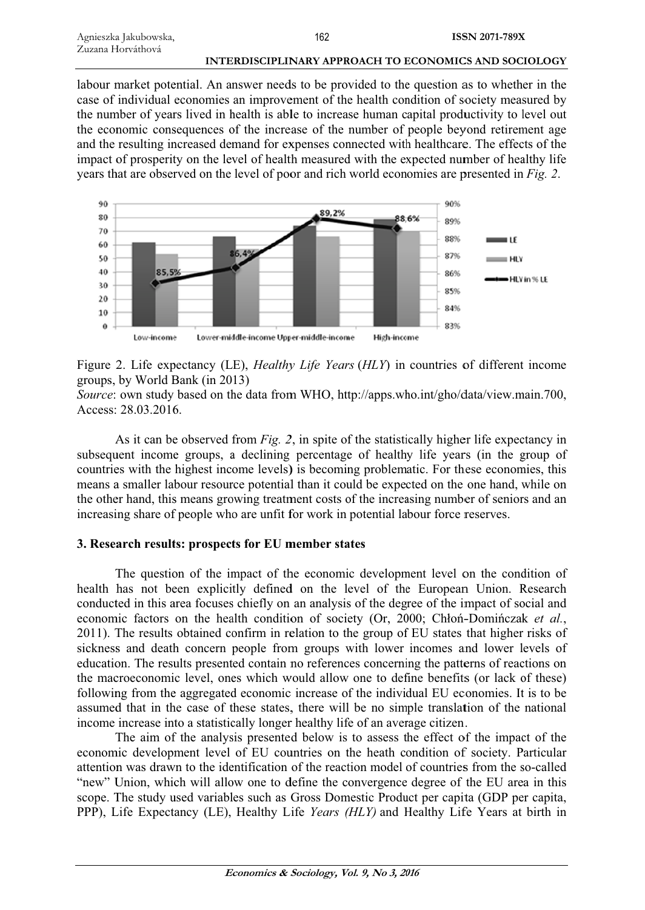labour market potential. An answer needs to be provided to the question as to whether in the case of individual economies an improvement of the health condition of society measured by the number of years lived in health is able to increase human capital productivity to level out the economic consequences of the increase of the number of people beyond retirement age and the resulting increased demand for expenses connected with healthcare. The effects of the impact of prosperity on the level of health measured with the expected number of healthy life years that are observed on the level of poor and rich world economies are presented in *Fig. 2*.

Figure 2. Life expectancy (LE), *Healthy Life Years* (*HLY*) in countries of different income groups, by World Bank (in 2013)

*Source*: own study based on the data from WHO, http://apps.who.int/gho/data/view.main.700, Access: 28.03.2016.

As it can be observed from *Fig. 2*, in spite of the statistically higher life expectancy in subsequent income groups, a declining percentage of healthy life years (in the group of countries with the highest income levels**)** is becoming problematic. For these economies, this means a smaller labour resource potential than it could be expected on the one hand, while on the other hand, this means growing treatment costs of the increasing number of seniors and an increasing share of people who are unfit for work in potential labour force reserves.

## 3. Research results: prospects for EU member states

The question of the impact of the economic development level on the condition of health has not been explicitly defined on the level of the European Union. Research conducted in this area focuses chiefly on an analysis of the degree of the impact of social and economic factors on the health condition of society (Or, 2000; Chłoń-Domińczak *et al.*, 2011). The results obtained confirm in relation to the group of EU states that higher risks of sickness and death concern people from groups with lower incomes and lower levels of education. The results presented contain no references concerning the patterns of reactions on the macroeconomic level, ones which would allow one to define benefits (or lack of these) following from the aggregated economic increase of the individual EU economies. It is to be assumed that in the case of these states, there will be no simple translation of the national income increase into a statistically longer healthy life of an average citizen.

The aim of the analysis presented below is to assess the effect of the impact of the economic development level of EU countries on the heath condition of society. Particular attention was drawn to the identification of the reaction model of countries from the so-called "new" Union, which will allow one to define the convergence degree of the EU area in this scope. The study used variables such as Gross Domestic Product per capita (GDP per capita, PPP), Life Expectancy (LE), Healthy Life *Years (HLY)* and Healthy Life Years at birth in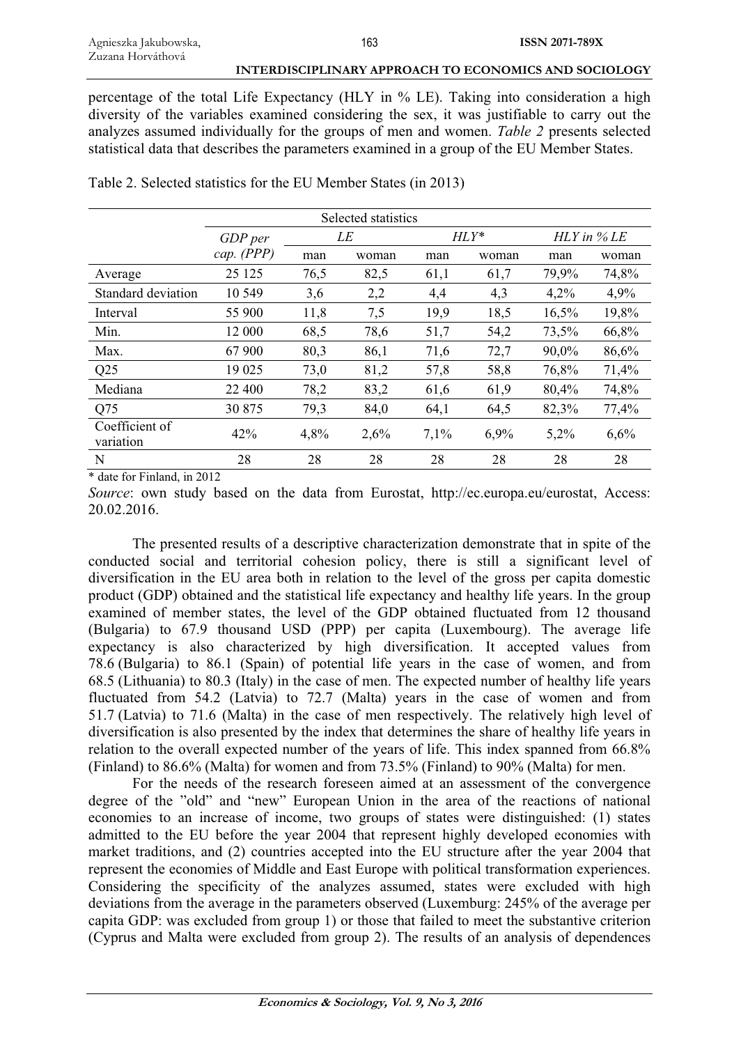percentage of the total Life Expectancy (HLY in % LE). Taking into consideration a high diversity of the variables examined considering the sex, it was justifiable to carry out the analyzes assumed individually for the groups of men and women. *Table 2* presents selected statistical data that describes the parameters examined in a group of the EU Member States.

Table 2. Selected statistics for the EU Member States (in 2013)

| | Selected statistics | | | | | | |
|---|---|---|---|---|---|---|---|
| | *GDP per cap. (PPP)* | *LE* | | *HLY** | | *HLY in % LE* | |
| | | man | woman | man | woman | man | woman |
| Average | 25 125 | 76,5 | 82,5 | 61,1 | 61,7 | 79,9% | 74,8% |
| Standard deviation | 10 549 | 3,6 | 2,2 | 4,4 | 4,3 | 4,2% | 4,9% |
| Interval | 55 900 | 11,8 | 7,5 | 19,9 | 18,5 | 16,5% | 19,8% |
| Min. | 12 000 | 68,5 | 78,6 | 51,7 | 54,2 | 73,5% | 66,8% |
| Max. | 67 900 | 80,3 | 86,1 | 71,6 | 72,7 | 90,0% | 86,6% |
| Q25 | 19 025 | 73,0 | 81,2 | 57,8 | 58,8 | 76,8% | 71,4% |
| Mediana | 22 400 | 78,2 | 83,2 | 61,6 | 61,9 | 80,4% | 74,8% |
| Q75 | 30 875 | 79,3 | 84,0 | 64,1 | 64,5 | 82,3% | 77,4% |
| Coefficient of variation | 42% | 4,8% | 2,6% | 7,1% | 6,9% | 5,2% | 6,6% |
| N | 28 | 28 | 28 | 28 | 28 | 28 | 28 |

\* date for Finland, in 2012

*Source*: own study based on the data from Eurostat, http://ec.europa.eu/eurostat, Access: 20.02.2016.

The presented results of a descriptive characterization demonstrate that in spite of the conducted social and territorial cohesion policy, there is still a significant level of diversification in the EU area both in relation to the level of the gross per capita domestic product (GDP) obtained and the statistical life expectancy and healthy life years. In the group examined of member states, the level of the GDP obtained fluctuated from 12 thousand (Bulgaria) to 67.9 thousand USD (PPP) per capita (Luxembourg). The average life expectancy is also characterized by high diversification. It accepted values from 78.6 (Bulgaria) to 86.1 (Spain) of potential life years in the case of women, and from 68.5 (Lithuania) to 80.3 (Italy) in the case of men. The expected number of healthy life years fluctuated from 54.2 (Latvia) to 72.7 (Malta) years in the case of women and from 51.7 (Latvia) to 71.6 (Malta) in the case of men respectively. The relatively high level of diversification is also presented by the index that determines the share of healthy life years in relation to the overall expected number of the years of life. This index spanned from 66.8% (Finland) to 86.6% (Malta) for women and from 73.5% (Finland) to 90% (Malta) for men.

For the needs of the research foreseen aimed at an assessment of the convergence degree of the "old" and "new" European Union in the area of the reactions of national economies to an increase of income, two groups of states were distinguished: (1) states admitted to the EU before the year 2004 that represent highly developed economies with market traditions, and (2) countries accepted into the EU structure after the year 2004 that represent the economies of Middle and East Europe with political transformation experiences. Considering the specificity of the analyzes assumed, states were excluded with high deviations from the average in the parameters observed (Luxemburg: 245% of the average per capita GDP: was excluded from group 1) or those that failed to meet the substantive criterion (Cyprus and Malta were excluded from group 2). The results of an analysis of dependences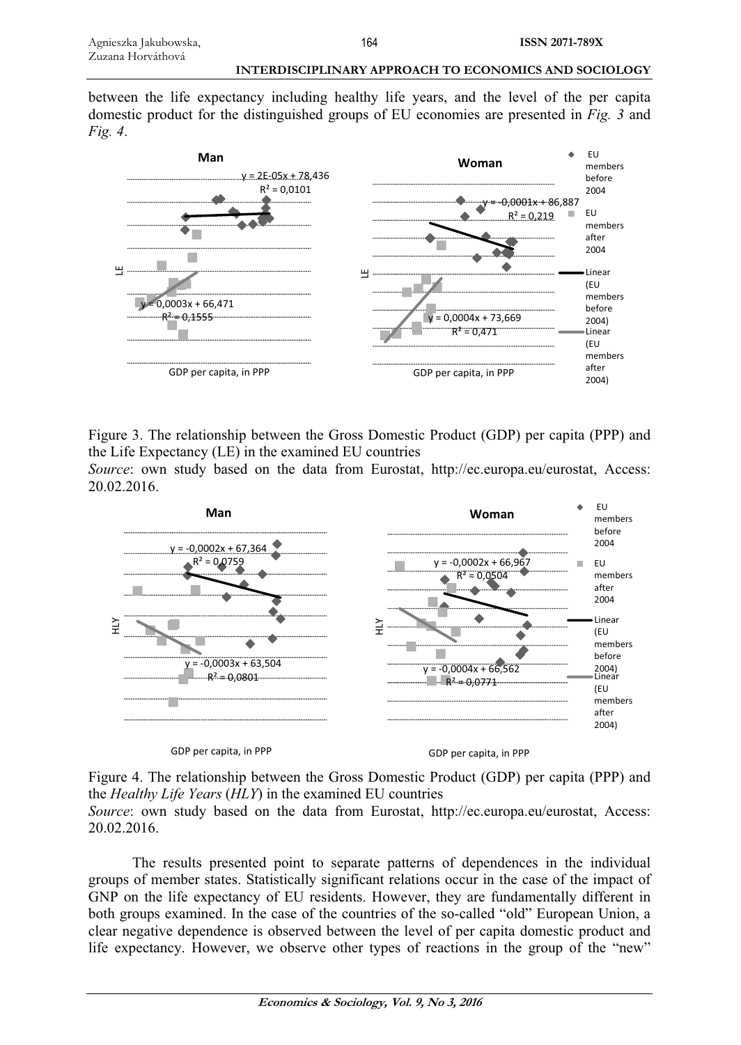between the life expectancy including healthy life years, and the level of the per capita domestic product for the distinguished groups of EU economies are presented in *Fig. 3* and *Fig. 4*.

Figure 3. The relationship between the Gross Domestic Product (GDP) per capita (PPP) and the Life Expectancy (LE) in the examined EU countries

*Source*: own study based on the data from Eurostat, http://ec.europa.eu/eurostat, Access: 20.02.2016.

Figure 4. The relationship between the Gross Domestic Product (GDP) per capita (PPP) and the *Healthy Life Years* (*HLY*) in the examined EU countries

*Source*: own study based on the data from Eurostat, http://ec.europa.eu/eurostat, Access: 20.02.2016.

The results presented point to separate patterns of dependences in the individual groups of member states. Statistically significant relations occur in the case of the impact of GNP on the life expectancy of EU residents. However, they are fundamentally different in both groups examined. In the case of the countries of the so-called "old" European Union, a clear negative dependence is observed between the level of per capita domestic product and life expectancy. However, we observe other types of reactions in the group of the "new"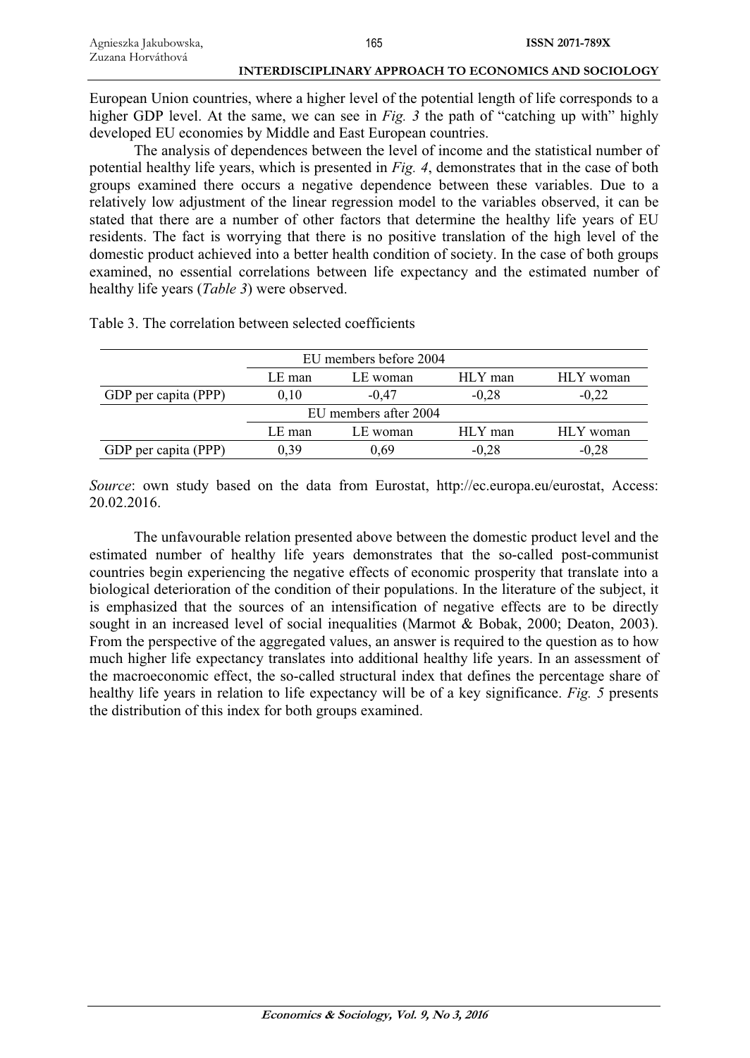European Union countries, where a higher level of the potential length of life corresponds to a higher GDP level. At the same, we can see in *Fig. 3* the path of "catching up with" highly developed EU economies by Middle and East European countries.

The analysis of dependences between the level of income and the statistical number of potential healthy life years, which is presented in *Fig. 4*, demonstrates that in the case of both groups examined there occurs a negative dependence between these variables. Due to a relatively low adjustment of the linear regression model to the variables observed, it can be stated that there are a number of other factors that determine the healthy life years of EU residents. The fact is worrying that there is no positive translation of the high level of the domestic product achieved into a better health condition of society. In the case of both groups examined, no essential correlations between life expectancy and the estimated number of healthy life years (*Table 3*) were observed.

Table 3. The correlation between selected coefficients

| | EU members before 2004 | | | |
|---|---|---|---|---|
| | LE man | LE woman | HLY man | HLY woman |
| GDP per capita (PPP) | 0,10 | -0,47 | -0,28 | -0,22 |
| | EU members after 2004 | | | |
| | LE man | LE woman | HLY man | HLY woman |
| GDP per capita (PPP) | 0,39 | 0,69 | -0,28 | -0,28 |

*Source*: own study based on the data from Eurostat, http://ec.europa.eu/eurostat, Access: 20.02.2016.

The unfavourable relation presented above between the domestic product level and the estimated number of healthy life years demonstrates that the so-called post-communist countries begin experiencing the negative effects of economic prosperity that translate into a biological deterioration of the condition of their populations. In the literature of the subject, it is emphasized that the sources of an intensification of negative effects are to be directly sought in an increased level of social inequalities (Marmot & Bobak, 2000; Deaton, 2003). From the perspective of the aggregated values, an answer is required to the question as to how much higher life expectancy translates into additional healthy life years. In an assessment of the macroeconomic effect, the so-called structural index that defines the percentage share of healthy life years in relation to life expectancy will be of a key significance. *Fig. 5* presents the distribution of this index for both groups examined.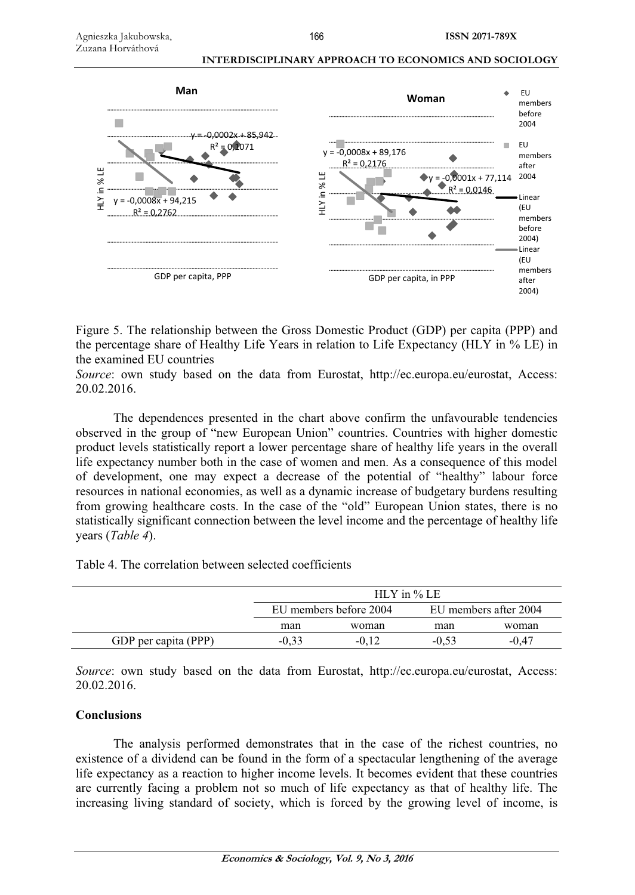Figure 5. The relationship between the Gross Domestic Product (GDP) per capita (PPP) and the percentage share of Healthy Life Years in relation to Life Expectancy (HLY in % LE) in the examined EU countries

*Source*: own study based on the data from Eurostat, http://ec.europa.eu/eurostat, Access: 20.02.2016.

The dependences presented in the chart above confirm the unfavourable tendencies observed in the group of "new European Union" countries. Countries with higher domestic product levels statistically report a lower percentage share of healthy life years in the overall life expectancy number both in the case of women and men. As a consequence of this model of development, one may expect a decrease of the potential of "healthy" labour force resources in national economies, as well as a dynamic increase of budgetary burdens resulting from growing healthcare costs. In the case of the "old" European Union states, there is no statistically significant connection between the level income and the percentage of healthy life years (*Table 4*).

Table 4. The correlation between selected coefficients

| | HLY in % LE | | | |
|---|---|---|---|---|
| | EU members before 2004 | | EU members after 2004 | |
| | man | woman | man | woman |
| GDP per capita (PPP) | -0,33 | -0,12 | -0,53 | -0,47 |

*Source*: own study based on the data from Eurostat, http://ec.europa.eu/eurostat, Access: 20.02.2016.

## Conclusions

The analysis performed demonstrates that in the case of the richest countries, no existence of a dividend can be found in the form of a spectacular lengthening of the average life expectancy as a reaction to higher income levels. It becomes evident that these countries are currently facing a problem not so much of life expectancy as that of healthy life. The increasing living standard of society, which is forced by the growing level of income, is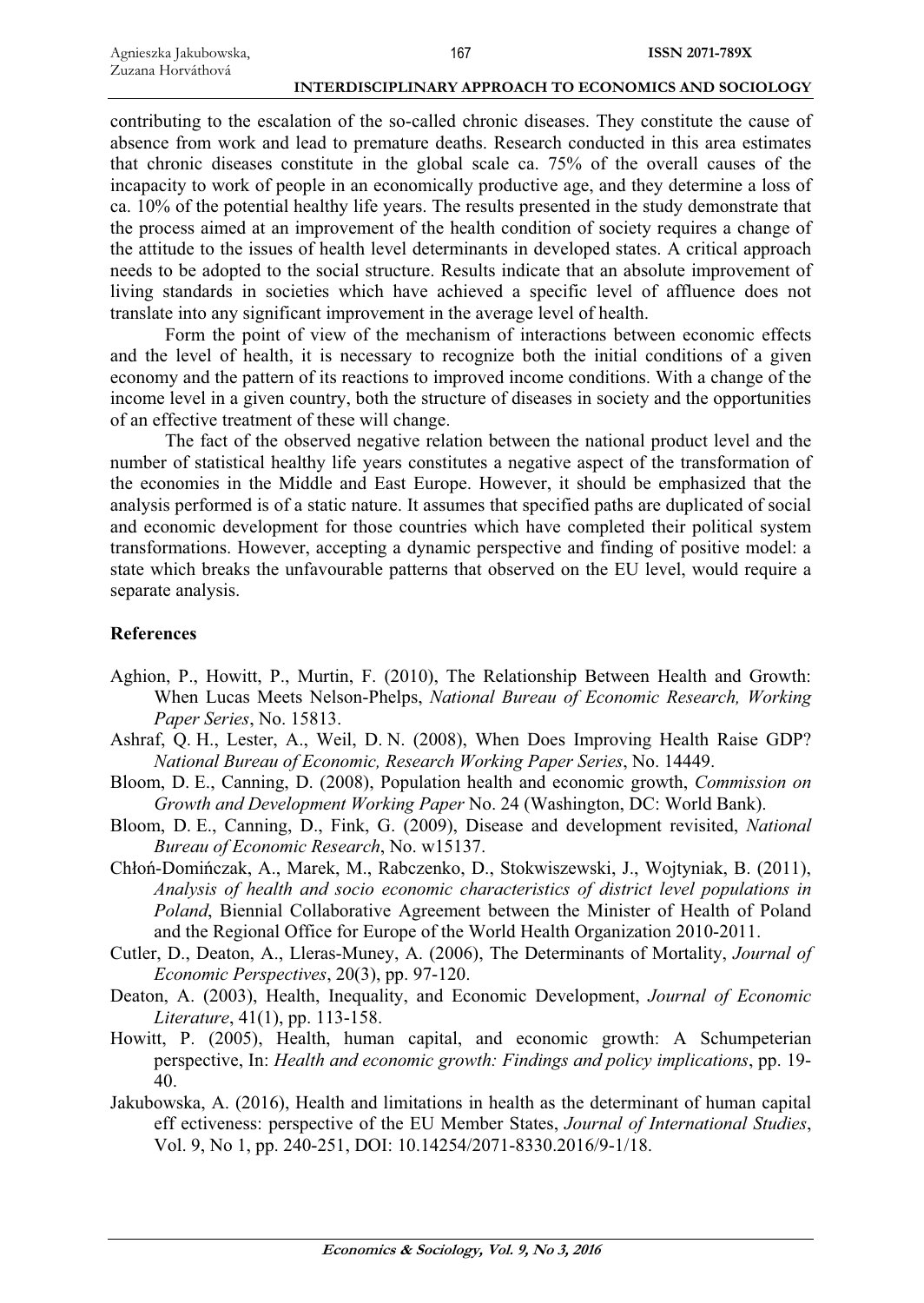contributing to the escalation of the so-called chronic diseases. They constitute the cause of absence from work and lead to premature deaths. Research conducted in this area estimates that chronic diseases constitute in the global scale ca. 75% of the overall causes of the incapacity to work of people in an economically productive age, and they determine a loss of ca. 10% of the potential healthy life years. The results presented in the study demonstrate that the process aimed at an improvement of the health condition of society requires a change of the attitude to the issues of health level determinants in developed states. A critical approach needs to be adopted to the social structure. Results indicate that an absolute improvement of living standards in societies which have achieved a specific level of affluence does not translate into any significant improvement in the average level of health.

Form the point of view of the mechanism of interactions between economic effects and the level of health, it is necessary to recognize both the initial conditions of a given economy and the pattern of its reactions to improved income conditions. With a change of the income level in a given country, both the structure of diseases in society and the opportunities of an effective treatment of these will change.

The fact of the observed negative relation between the national product level and the number of statistical healthy life years constitutes a negative aspect of the transformation of the economies in the Middle and East Europe. However, it should be emphasized that the analysis performed is of a static nature. It assumes that specified paths are duplicated of social and economic development for those countries which have completed their political system transformations. However, accepting a dynamic perspective and finding of positive model: a state which breaks the unfavourable patterns that observed on the EU level, would require a separate analysis.

## References

Aghion, P., Howitt, P., Murtin, F. (2010), The Relationship Between Health and Growth: When Lucas Meets Nelson-Phelps, *National Bureau of Economic Research, Working Paper Series*, No. 15813.

Ashraf, Q. H., Lester, A., Weil, D. N. (2008), When Does Improving Health Raise GDP? *National Bureau of Economic, Research Working Paper Series*, No. 14449.

Bloom, D. E., Canning, D. (2008), Population health and economic growth, *Commission on Growth and Development Working Paper* No. 24 (Washington, DC: World Bank).

Bloom, D. E., Canning, D., Fink, G. (2009), Disease and development revisited, *National Bureau of Economic Research*, No. w15137.

Chłoń-Domińczak, A., Marek, M., Rabczenko, D., Stokwiszewski, J., Wojtyniak, B. (2011), *Analysis of health and socio economic characteristics of district level populations in Poland*, Biennial Collaborative Agreement between the Minister of Health of Poland and the Regional Office for Europe of the World Health Organization 2010-2011.

Cutler, D., Deaton, A., Lleras-Muney, A. (2006), The Determinants of Mortality, *Journal of Economic Perspectives*, 20(3), pp. 97-120.

Deaton, A. (2003), Health, Inequality, and Economic Development, *Journal of Economic Literature*, 41(1), pp. 113-158.

Howitt, P. (2005), Health, human capital, and economic growth: A Schumpeterian perspective, In: *Health and economic growth: Findings and policy implications*, pp. 19-40.

Jakubowska, A. (2016), Health and limitations in health as the determinant of human capital eff ectiveness: perspective of the EU Member States, *Journal of International Studies*, Vol. 9, No 1, pp. 240-251, DOI: 10.14254/2071-8330.2016/9-1/18.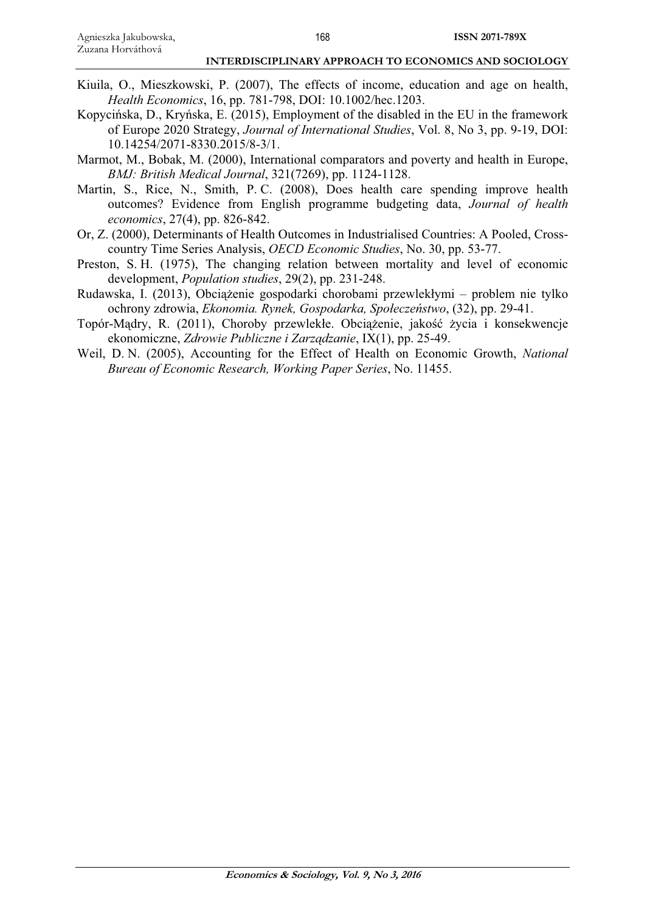Kiuila, O., Mieszkowski, P. (2007), The effects of income, education and age on health, *Health Economics*, 16, pp. 781-798, DOI: 10.1002/hec.1203.

Kopycińska, D., Kryńska, E. (2015), Employment of the disabled in the EU in the framework of Europe 2020 Strategy, *Journal of International Studies*, Vol. 8, No 3, pp. 9-19, DOI: 10.14254/2071-8330.2015/8-3/1.

Marmot, M., Bobak, M. (2000), International comparators and poverty and health in Europe, *BMJ: British Medical Journal*, 321(7269), pp. 1124-1128.

Martin, S., Rice, N., Smith, P. C. (2008), Does health care spending improve health outcomes? Evidence from English programme budgeting data, *Journal of health economics*, 27(4), pp. 826-842.

Or, Z. (2000), Determinants of Health Outcomes in Industrialised Countries: A Pooled, Cross-country Time Series Analysis, *OECD Economic Studies*, No. 30, pp. 53-77.

Preston, S. H. (1975), The changing relation between mortality and level of economic development, *Population studies*, 29(2), pp. 231-248.

Rudawska, I. (2013), Obciążenie gospodarki chorobami przewlekłymi – problem nie tylko ochrony zdrowia, *Ekonomia. Rynek, Gospodarka, Społeczeństwo*, (32), pp. 29-41.

Topór-Mądry, R. (2011), Choroby przewlekłe. Obciążenie, jakość życia i konsekwencje ekonomiczne, *Zdrowie Publiczne i Zarządzanie*, IX(1), pp. 25-49.

Weil, D. N. (2005), Accounting for the Effect of Health on Economic Growth, *National Bureau of Economic Research, Working Paper Series*, No. 11455.